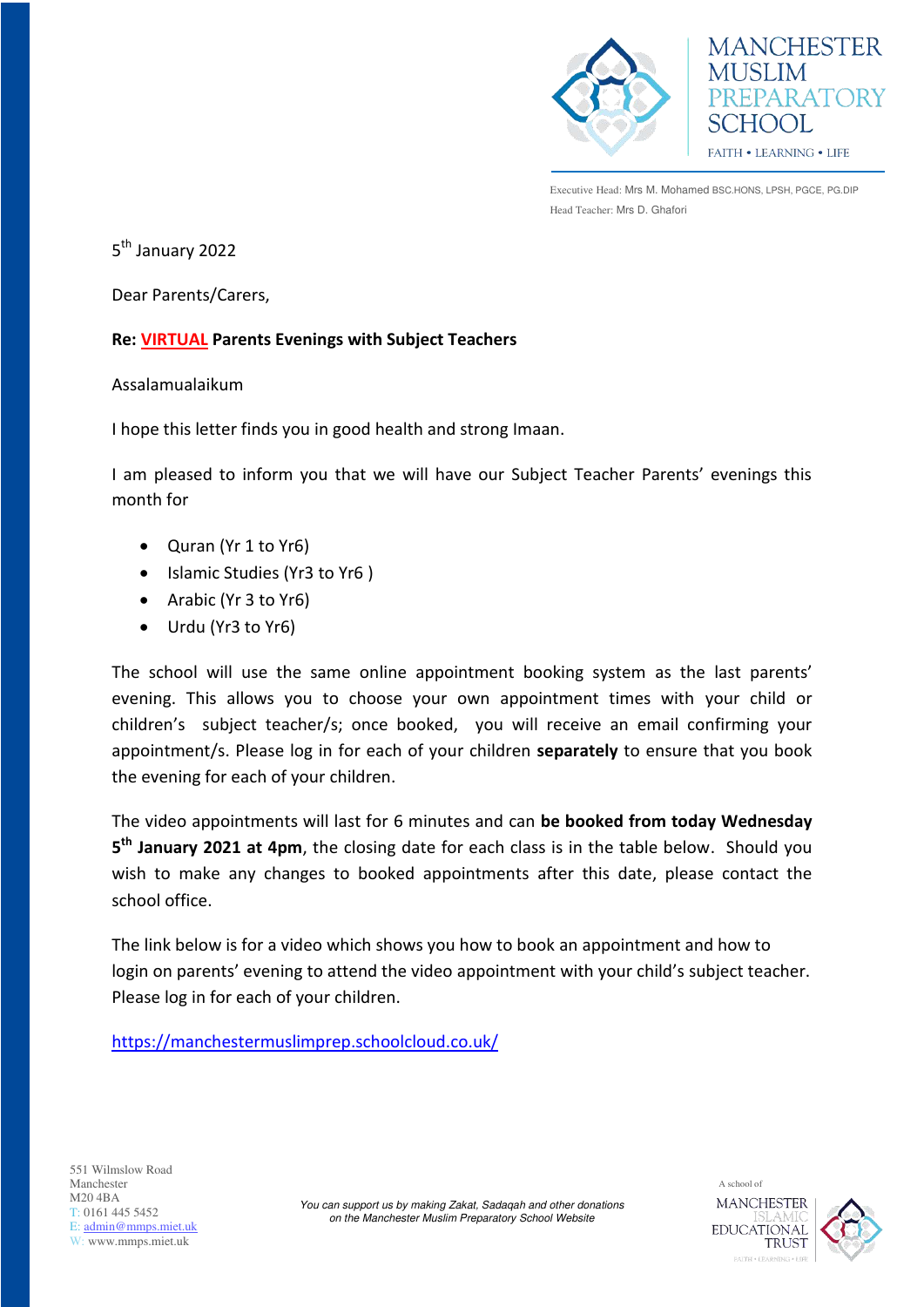MANCHESTER MUSLIM PREPARATORY SCHOOL

FAITH • LEARNING • LIFE

Executive Head: Mrs M. Mohamed BSC.HONS, LPSH, PGCE, PG.DIP

Head Teacher: Mrs D. Ghafori

5th January 2022

Dear Parents/Carers,

**Re: VIRTUAL Parents Evenings with Subject Teachers**

Assalamualaikum

I hope this letter finds you in good health and strong Imaan.

I am pleased to inform you that we will have our Subject Teacher Parents' evenings this month for

- Quran (Yr 1 to Yr6)
- Islamic Studies (Yr3 to Yr6 )
- Arabic (Yr 3 to Yr6)
- Urdu (Yr3 to Yr6)

The school will use the same online appointment booking system as the last parents' evening. This allows you to choose your own appointment times with your child or children's subject teacher/s; once booked, you will receive an email confirming your appointment/s. Please log in for each of your children **separately** to ensure that you book the evening for each of your children.

The video appointments will last for 6 minutes and can **be booked from today Wednesday 5th January 2021 at 4pm**, the closing date for each class is in the table below. Should you wish to make any changes to booked appointments after this date, please contact the school office.

The link below is for a video which shows you how to book an appointment and how to login on parents' evening to attend the video appointment with your child's subject teacher. Please log in for each of your children.

https://manchestermuslimprep.schoolcloud.co.uk/

551 Wilmslow Road
Manchester
M20 4BA
T: 0161 445 5452
E: admin@mmps.miet.uk
W: www.mmps.miet.uk

*You can support us by making Zakat, Sadaqah and other donations on the Manchester Muslim Preparatory School Website*

A school of MANCHESTER ISLAMIC EDUCATIONAL TRUST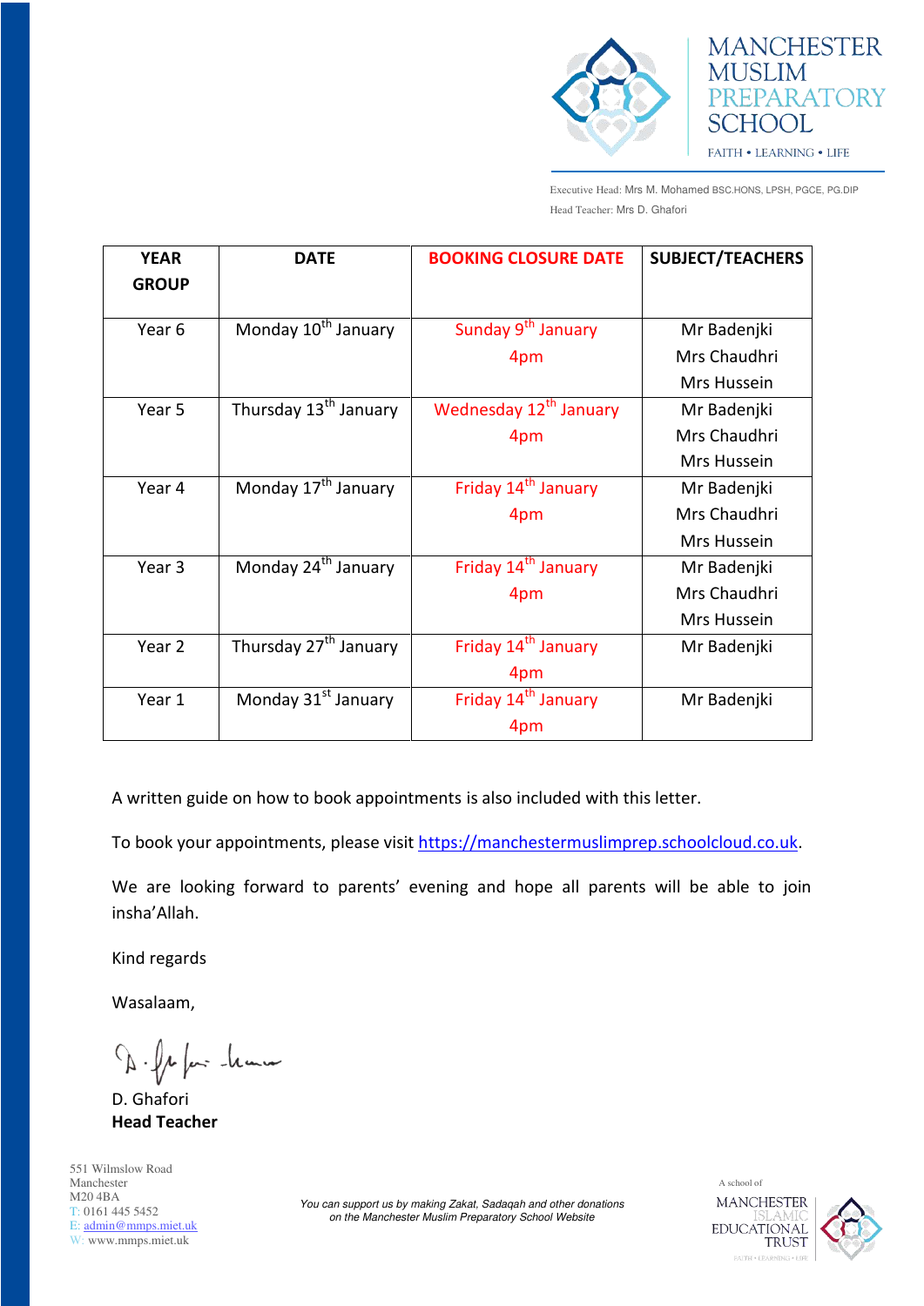MANCHESTER MUSLIM PREPARATORY SCHOOL

FAITH • LEARNING • LIFE

Executive Head: Mrs M. Mohamed BSC.HONS, LPSH, PGCE, PG.DIP

Head Teacher: Mrs D. Ghafori

| YEAR GROUP | DATE | BOOKING CLOSURE DATE | SUBJECT/TEACHERS |
|---|---|---|---|
| Year 6 | Monday 10th January | Sunday 9th January 4pm | Mr Badenjki Mrs Chaudhri Mrs Hussein |
| Year 5 | Thursday 13th January | Wednesday 12th January 4pm | Mr Badenjki Mrs Chaudhri Mrs Hussein |
| Year 4 | Monday 17th January | Friday 14th January 4pm | Mr Badenjki Mrs Chaudhri Mrs Hussein |
| Year 3 | Monday 24th January | Friday 14th January 4pm | Mr Badenjki Mrs Chaudhri Mrs Hussein |
| Year 2 | Thursday 27th January | Friday 14th January 4pm | Mr Badenjki |
| Year 1 | Monday 31st January | Friday 14th January 4pm | Mr Badenjki |

A written guide on how to book appointments is also included with this letter.

To book your appointments, please visit https://manchestermuslimprep.schoolcloud.co.uk.

We are looking forward to parents' evening and hope all parents will be able to join insha'Allah.

Kind regards

Wasalaam,

D. Ghafori

**Head Teacher**

551 Wilmslow Road
Manchester
M20 4BA
T: 0161 445 5452
E: admin@mmps.miet.uk
W: www.mmps.miet.uk

*You can support us by making Zakat, Sadaqah and other donations on the Manchester Muslim Preparatory School Website*

A school of MANCHESTER ISLAMIC EDUCATIONAL TRUST